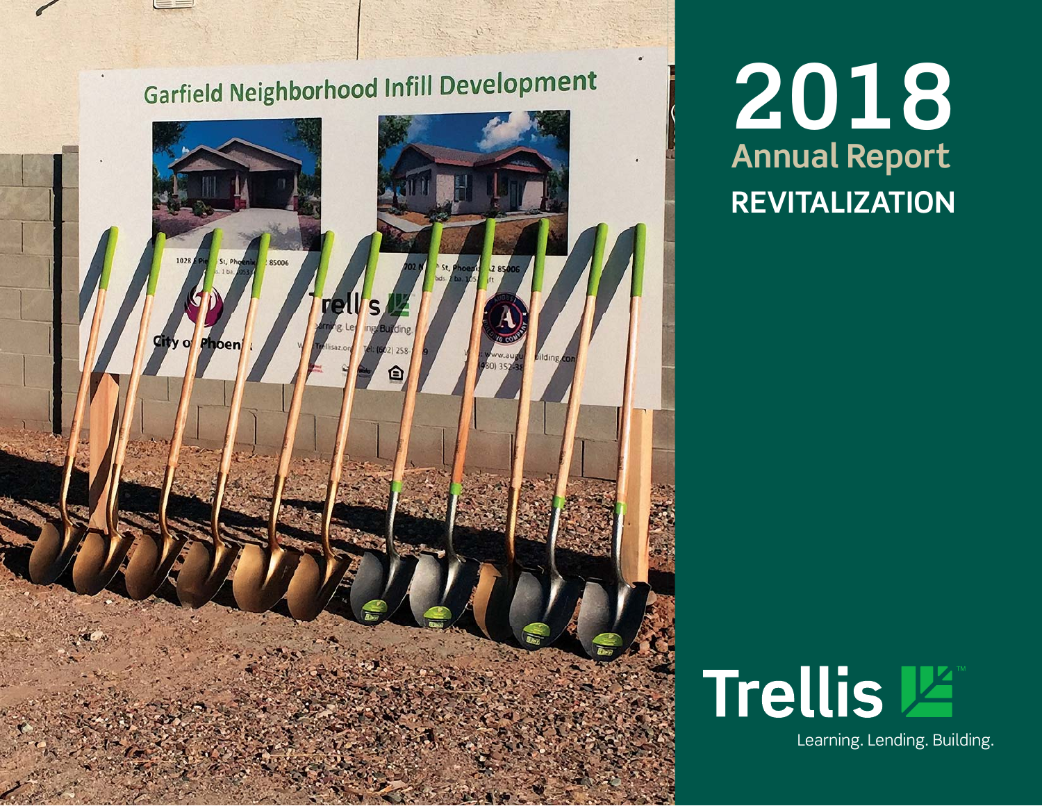# 2018

## Annual Report

## REVITALIZATION

Trellis

Learning. Lending. Building.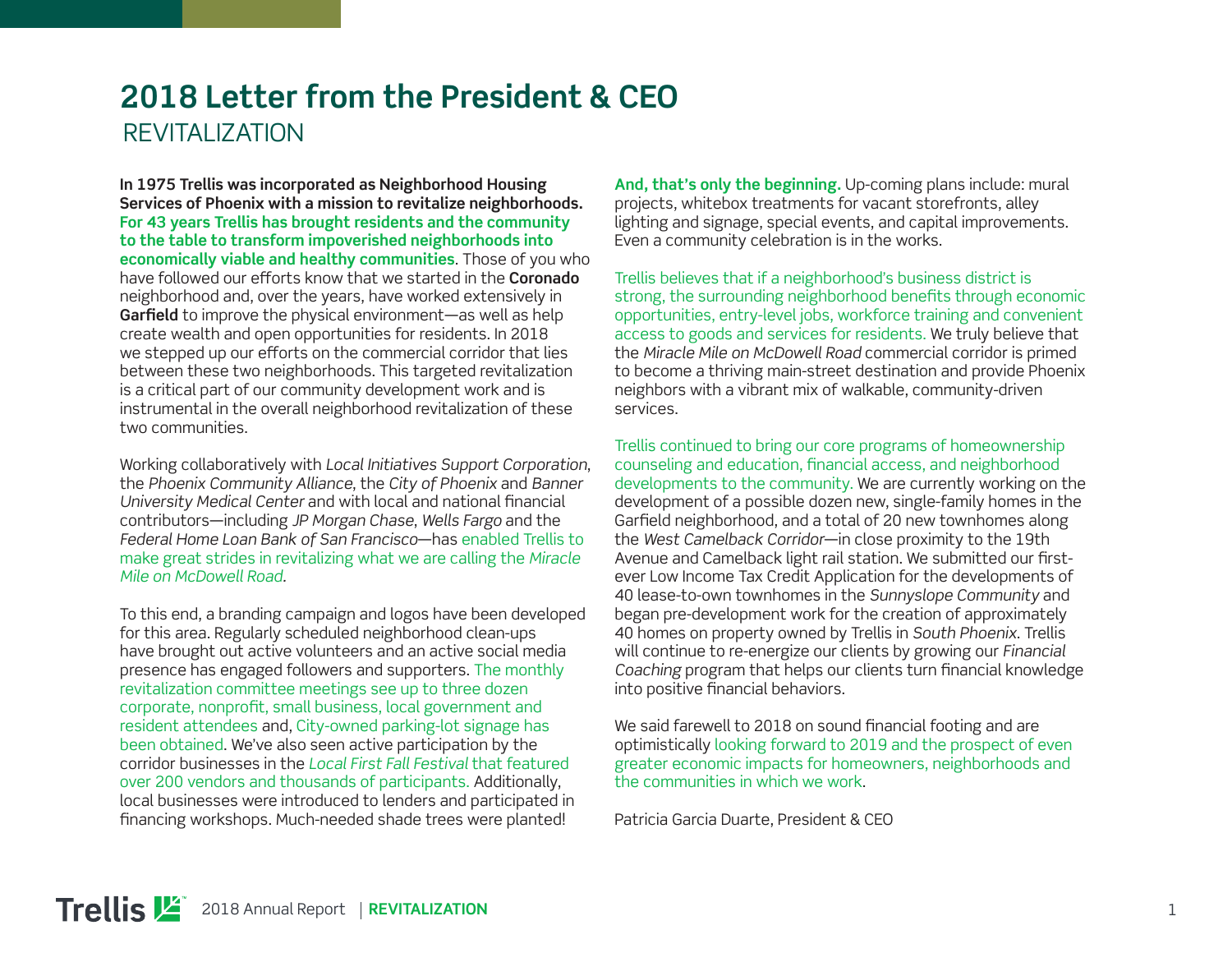# 2018 Letter from the President & CEO

## REVITALIZATION

**In 1975 Trellis was incorporated as Neighborhood Housing Services of Phoenix with a mission to revitalize neighborhoods. For 43 years Trellis has brought residents and the community to the table to transform impoverished neighborhoods into economically viable and healthy communities**. Those of you who have followed our efforts know that we started in the **Coronado** neighborhood and, over the years, have worked extensively in **Garfield** to improve the physical environment—as well as help create wealth and open opportunities for residents. In 2018 we stepped up our efforts on the commercial corridor that lies between these two neighborhoods. This targeted revitalization is a critical part of our community development work and is instrumental in the overall neighborhood revitalization of these two communities.

Working collaboratively with *Local Initiatives Support Corporation*, the *Phoenix Community Alliance*, the *City of Phoenix* and *Banner University Medical Center* and with local and national financial contributors—including *JP Morgan Chase*, *Wells Fargo* and the *Federal Home Loan Bank of San Francisco*—has enabled Trellis to make great strides in revitalizing what we are calling the *Miracle Mile on McDowell Road*.

To this end, a branding campaign and logos have been developed for this area. Regularly scheduled neighborhood clean-ups have brought out active volunteers and an active social media presence has engaged followers and supporters. The monthly revitalization committee meetings see up to three dozen corporate, nonprofit, small business, local government and resident attendees and, City-owned parking-lot signage has been obtained. We've also seen active participation by the corridor businesses in the *Local First Fall Festival* that featured over 200 vendors and thousands of participants. Additionally, local businesses were introduced to lenders and participated in financing workshops. Much-needed shade trees were planted!

**And, that's only the beginning.** Up-coming plans include: mural projects, whitebox treatments for vacant storefronts, alley lighting and signage, special events, and capital improvements. Even a community celebration is in the works.

Trellis believes that if a neighborhood's business district is strong, the surrounding neighborhood benefits through economic opportunities, entry-level jobs, workforce training and convenient access to goods and services for residents. We truly believe that the *Miracle Mile on McDowell Road* commercial corridor is primed to become a thriving main-street destination and provide Phoenix neighbors with a vibrant mix of walkable, community-driven services.

Trellis continued to bring our core programs of homeownership counseling and education, financial access, and neighborhood developments to the community. We are currently working on the development of a possible dozen new, single-family homes in the Garfield neighborhood, and a total of 20 new townhomes along the *West Camelback Corridor*—in close proximity to the 19th Avenue and Camelback light rail station. We submitted our first-ever Low Income Tax Credit Application for the developments of 40 lease-to-own townhomes in the *Sunnyslope Community* and began pre-development work for the creation of approximately 40 homes on property owned by Trellis in *South Phoenix*. Trellis will continue to re-energize our clients by growing our *Financial Coaching* program that helps our clients turn financial knowledge into positive financial behaviors.

We said farewell to 2018 on sound financial footing and are optimistically looking forward to 2019 and the prospect of even greater economic impacts for homeowners, neighborhoods and the communities in which we work.

Patricia Garcia Duarte, President & CEO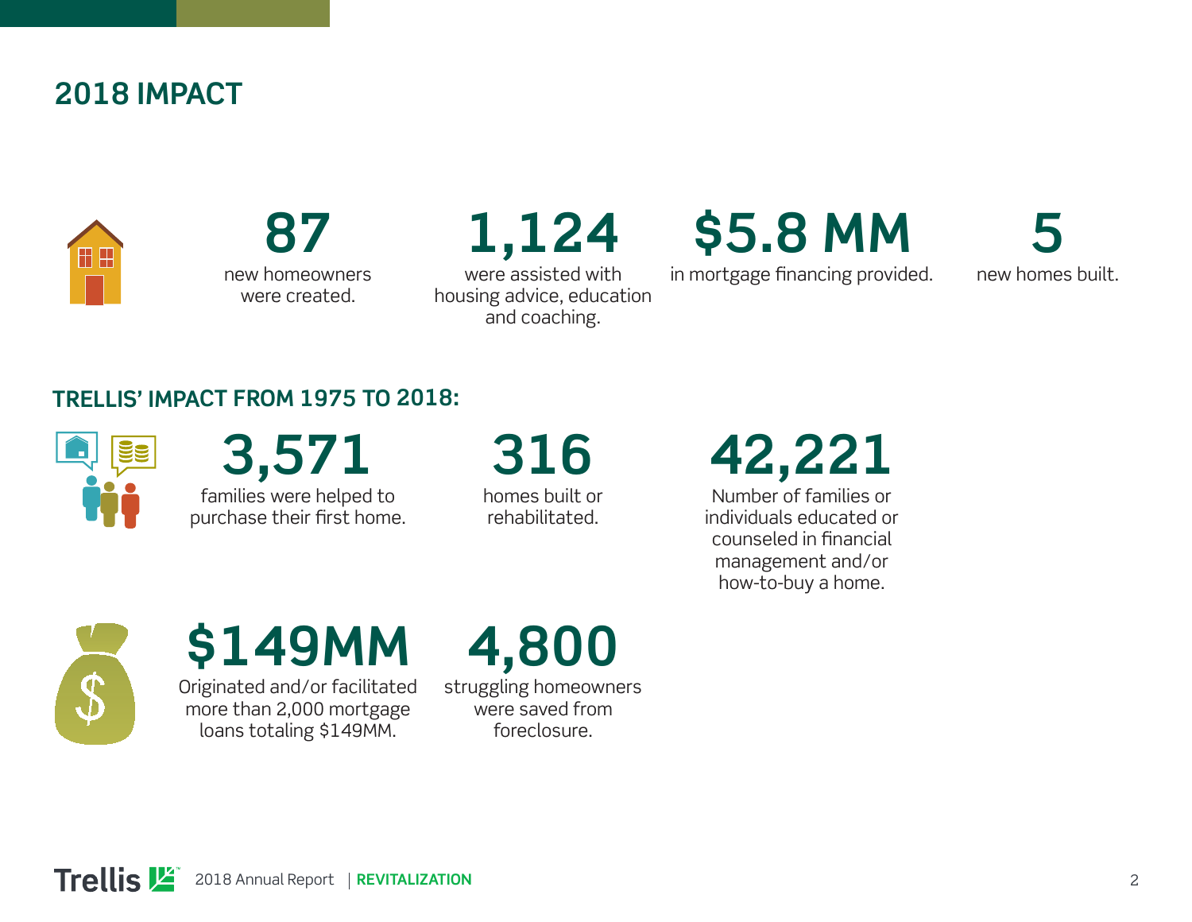## 2018 IMPACT

**87**
new homeowners were created.

**1,124**
were assisted with housing advice, education and coaching.

**$5.8 MM**
in mortgage financing provided.

**5**
new homes built.

### TRELLIS' IMPACT FROM 1975 TO 2018:

**3,571**
families were helped to purchase their first home.

**316**
homes built or rehabilitated.

**42,221**
Number of families or individuals educated or counseled in financial management and/or how-to-buy a home.

**$149MM**
Originated and/or facilitated more than 2,000 mortgage loans totaling $149MM.

**4,800**
struggling homeowners were saved from foreclosure.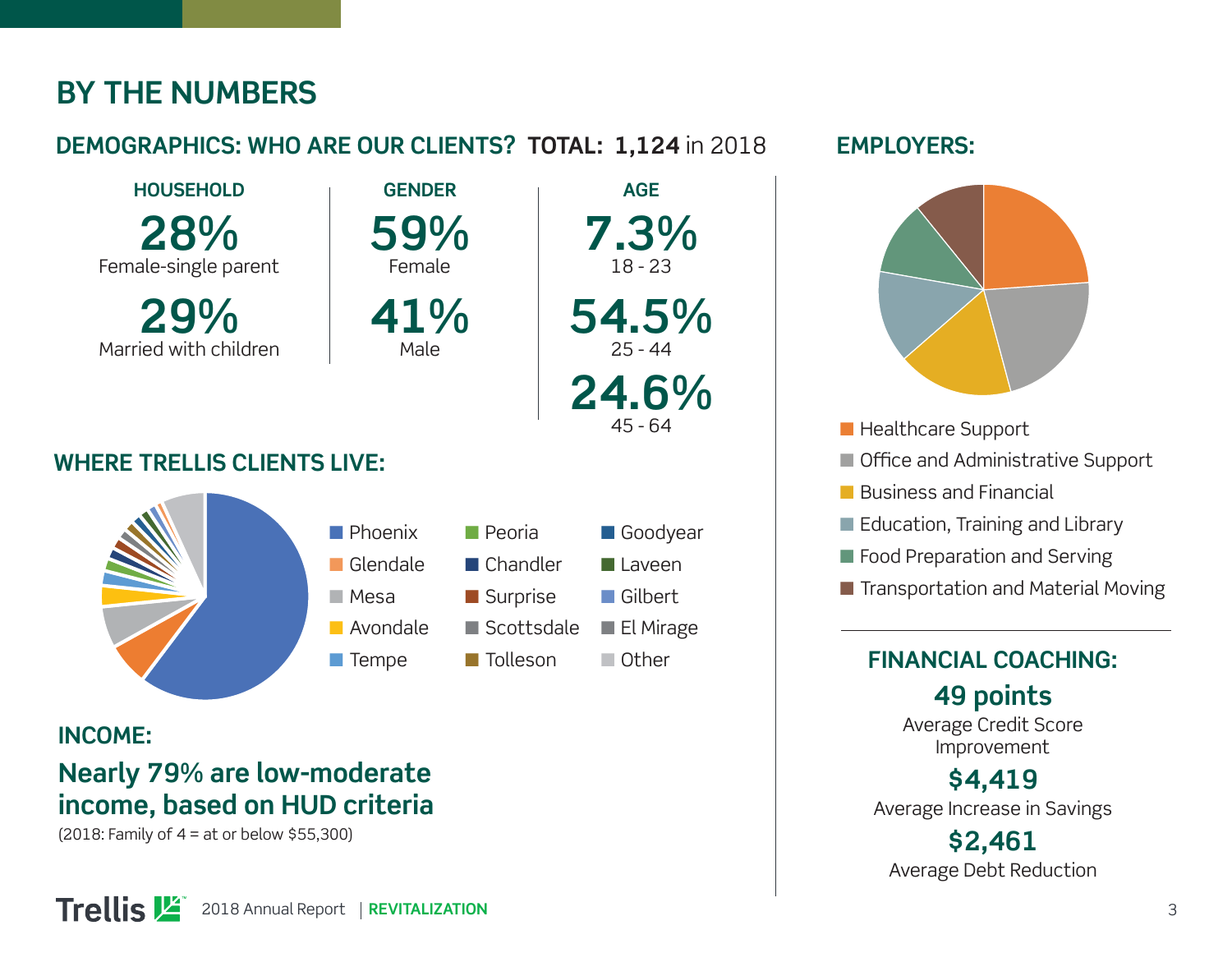# BY THE NUMBERS

## DEMOGRAPHICS: WHO ARE OUR CLIENTS? TOTAL: 1,124 in 2018

### HOUSEHOLD

**28%**
Female-single parent

**29%**
Married with children

### GENDER

**59%**
Female

**41%**
Male

### AGE

**7.3%**
18 - 23

**54.5%**
25 - 44

**24.6%**
45 - 64

## WHERE TRELLIS CLIENTS LIVE:

- Phoenix
- Glendale
- Mesa
- Avondale
- Tempe
- Peoria
- Chandler
- Surprise
- Scottsdale
- Tolleson
- Goodyear
- Laveen
- Gilbert
- El Mirage
- Other

## INCOME:

**Nearly 79% are low-moderate income, based on HUD criteria**

(2018: Family of 4 = at or below $55,300)

## EMPLOYERS:

- Healthcare Support
- Office and Administrative Support
- Business and Financial
- Education, Training and Library
- Food Preparation and Serving
- Transportation and Material Moving

## FINANCIAL COACHING:

**49 points**
Average Credit Score Improvement

**$4,419**
Average Increase in Savings

**$2,461**
Average Debt Reduction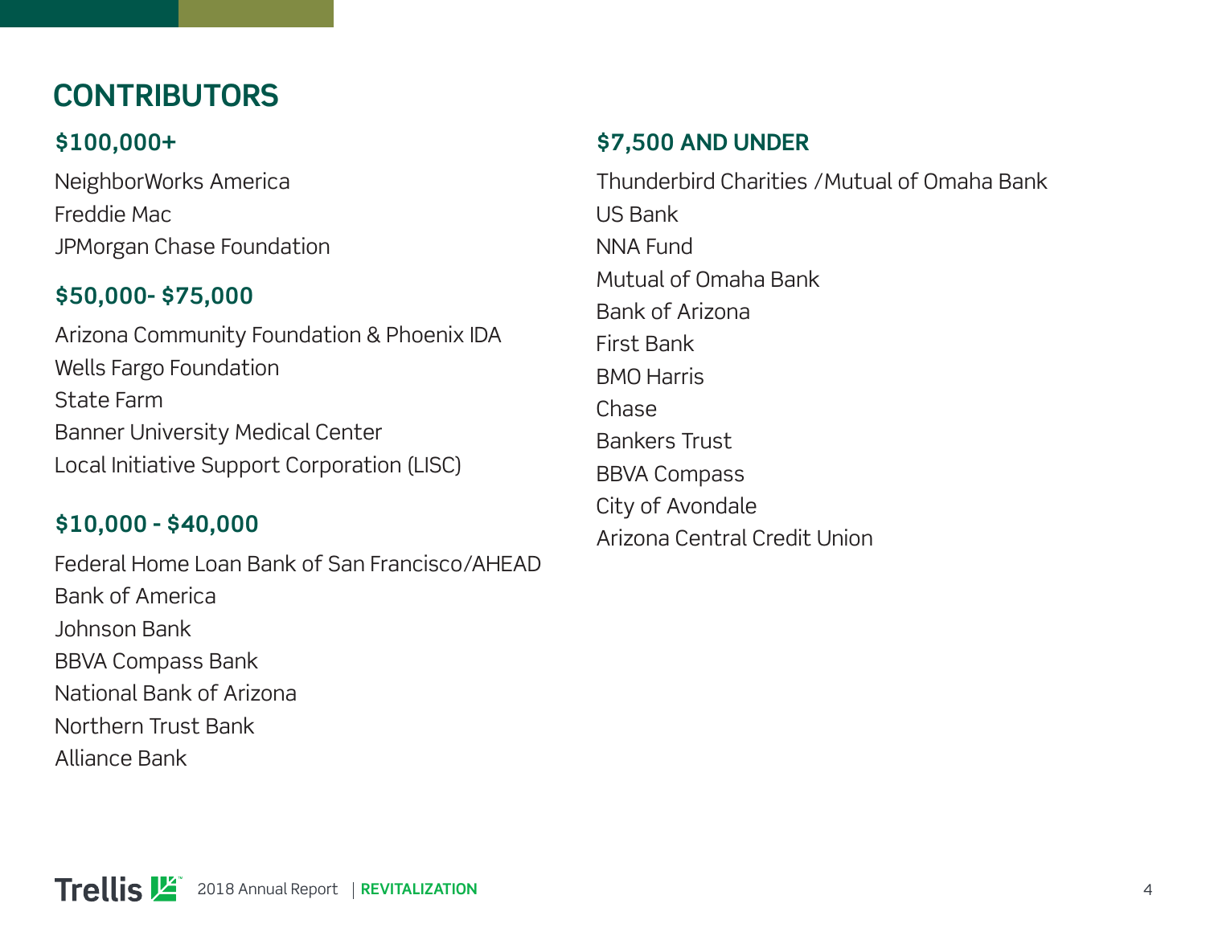# CONTRIBUTORS

### $100,000+

NeighborWorks America
Freddie Mac
JPMorgan Chase Foundation

### $50,000- $75,000

Arizona Community Foundation & Phoenix IDA
Wells Fargo Foundation
State Farm
Banner University Medical Center
Local Initiative Support Corporation (LISC)

### $10,000 - $40,000

Federal Home Loan Bank of San Francisco/AHEAD
Bank of America
Johnson Bank
BBVA Compass Bank
National Bank of Arizona
Northern Trust Bank
Alliance Bank

### $7,500 AND UNDER

Thunderbird Charities /Mutual of Omaha Bank
US Bank
NNA Fund
Mutual of Omaha Bank
Bank of Arizona
First Bank
BMO Harris
Chase
Bankers Trust
BBVA Compass
City of Avondale
Arizona Central Credit Union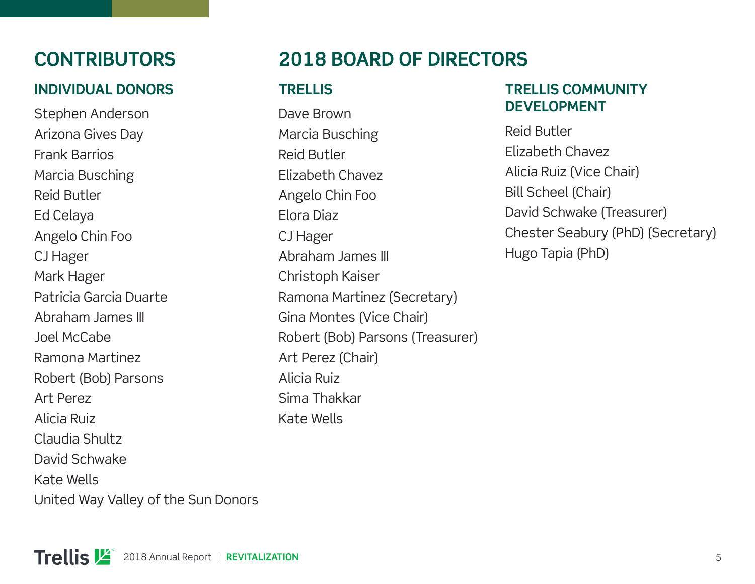## CONTRIBUTORS

### INDIVIDUAL DONORS

Stephen Anderson
Arizona Gives Day
Frank Barrios
Marcia Busching
Reid Butler
Ed Celaya
Angelo Chin Foo
CJ Hager
Mark Hager
Patricia Garcia Duarte
Abraham James III
Joel McCabe
Ramona Martinez
Robert (Bob) Parsons
Art Perez
Alicia Ruiz
Claudia Shultz
David Schwake
Kate Wells
United Way Valley of the Sun Donors

## 2018 BOARD OF DIRECTORS

### TRELLIS

Dave Brown
Marcia Busching
Reid Butler
Elizabeth Chavez
Angelo Chin Foo
Elora Diaz
CJ Hager
Abraham James III
Christoph Kaiser
Ramona Martinez (Secretary)
Gina Montes (Vice Chair)
Robert (Bob) Parsons (Treasurer)
Art Perez (Chair)
Alicia Ruiz
Sima Thakkar
Kate Wells

### TRELLIS COMMUNITY DEVELOPMENT

Reid Butler
Elizabeth Chavez
Alicia Ruiz (Vice Chair)
Bill Scheel (Chair)
David Schwake (Treasurer)
Chester Seabury (PhD) (Secretary)
Hugo Tapia (PhD)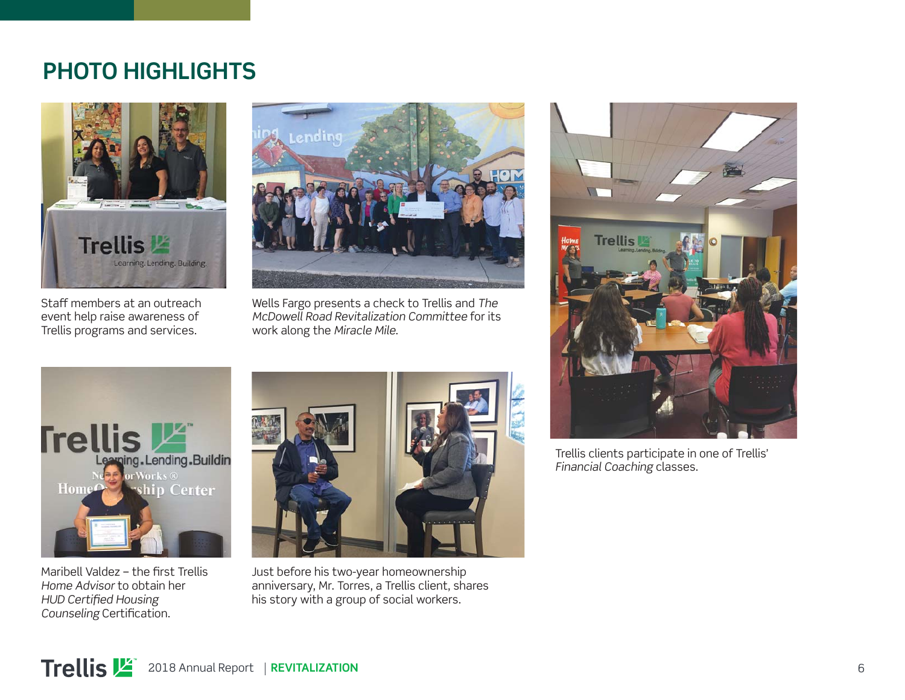## PHOTO HIGHLIGHTS

Staff members at an outreach event help raise awareness of Trellis programs and services.

Wells Fargo presents a check to Trellis and *The McDowell Road Revitalization Committee* for its work along the *Miracle Mile*.

Trellis clients participate in one of Trellis' *Financial Coaching* classes.

Maribell Valdez – the first Trellis *Home Advisor* to obtain her *HUD Certified Housing Counseling* Certification.

Just before his two-year homeownership anniversary, Mr. Torres, a Trellis client, shares his story with a group of social workers.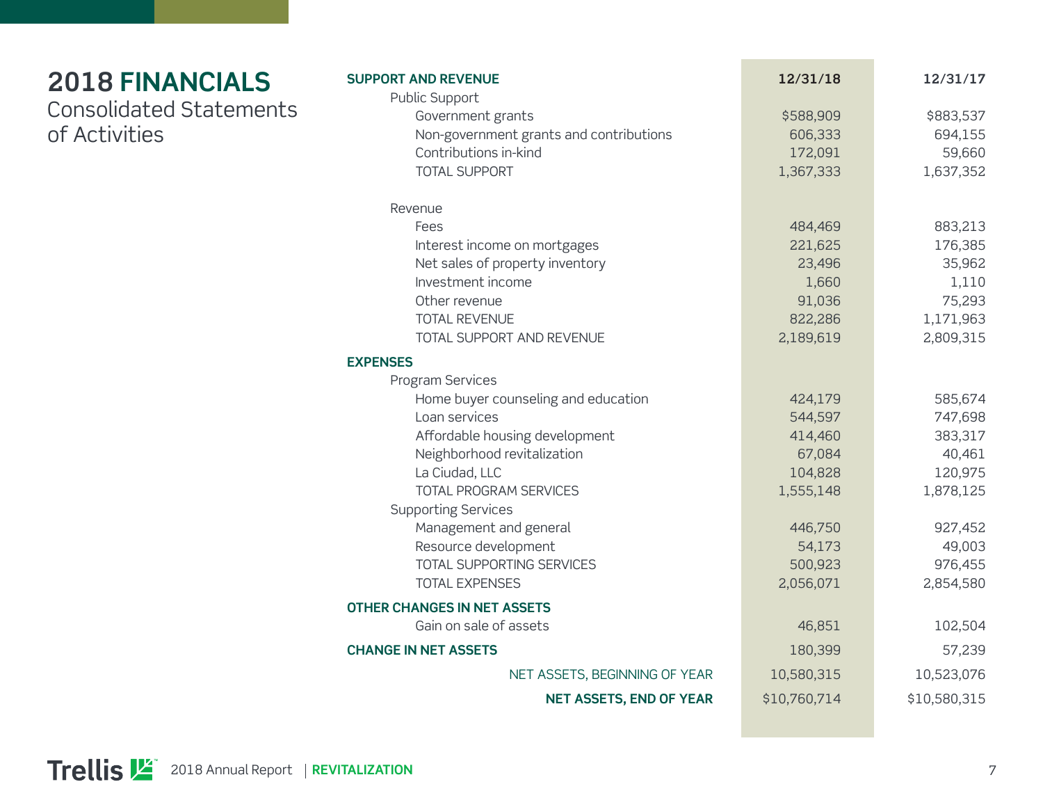# 2018 **FINANCIALS**

Consolidated Statements of Activities

| **SUPPORT AND REVENUE** | **12/31/18** | **12/31/17** |
|---|---|---|
| Public Support | | |
| Government grants | $588,909 | $883,537 |
| Non-government grants and contributions | 606,333 | 694,155 |
| Contributions in-kind | 172,091 | 59,660 |
| TOTAL SUPPORT | 1,367,333 | 1,637,352 |
| Revenue | | |
| Fees | 484,469 | 883,213 |
| Interest income on mortgages | 221,625 | 176,385 |
| Net sales of property inventory | 23,496 | 35,962 |
| Investment income | 1,660 | 1,110 |
| Other revenue | 91,036 | 75,293 |
| TOTAL REVENUE | 822,286 | 1,171,963 |
| TOTAL SUPPORT AND REVENUE | 2,189,619 | 2,809,315 |
| **EXPENSES** | | |
| Program Services | | |
| Home buyer counseling and education | 424,179 | 585,674 |
| Loan services | 544,597 | 747,698 |
| Affordable housing development | 414,460 | 383,317 |
| Neighborhood revitalization | 67,084 | 40,461 |
| La Ciudad, LLC | 104,828 | 120,975 |
| TOTAL PROGRAM SERVICES | 1,555,148 | 1,878,125 |
| Supporting Services | | |
| Management and general | 446,750 | 927,452 |
| Resource development | 54,173 | 49,003 |
| TOTAL SUPPORTING SERVICES | 500,923 | 976,455 |
| TOTAL EXPENSES | 2,056,071 | 2,854,580 |
| **OTHER CHANGES IN NET ASSETS** | | |
| Gain on sale of assets | 46,851 | 102,504 |
| **CHANGE IN NET ASSETS** | 180,399 | 57,239 |
| NET ASSETS, BEGINNING OF YEAR | 10,580,315 | 10,523,076 |
| **NET ASSETS, END OF YEAR** | $10,760,714 | $10,580,315 |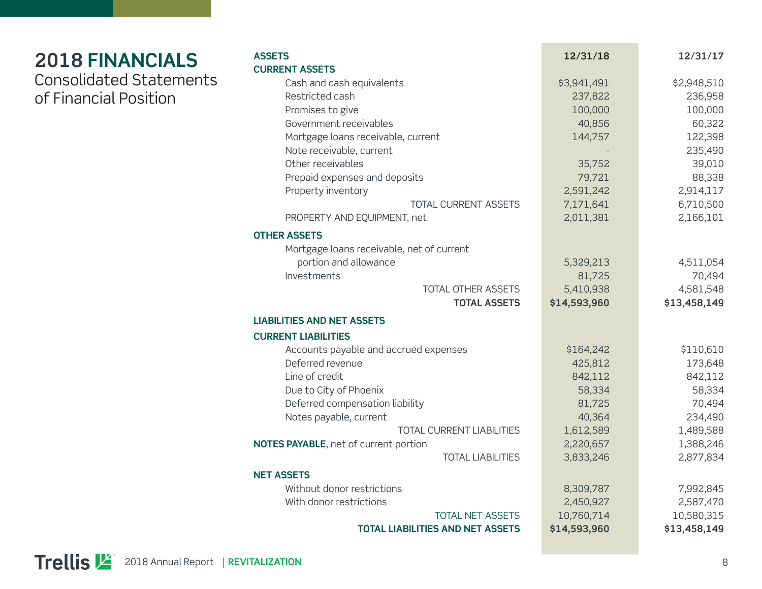# 2018 **FINANCIALS**

## Consolidated Statements of Financial Position

| **ASSETS** | **12/31/18** | **12/31/17** |
|---|---|---|
| **CURRENT ASSETS** | | |
| Cash and cash equivalents | $3,941,491 | $2,948,510 |
| Restricted cash | 237,822 | 236,958 |
| Promises to give | 100,000 | 100,000 |
| Government receivables | 40,856 | 60,322 |
| Mortgage loans receivable, current | 144,757 | 122,398 |
| Note receivable, current | - | 235,490 |
| Other receivables | 35,752 | 39,010 |
| Prepaid expenses and deposits | 79,721 | 88,338 |
| Property inventory | 2,591,242 | 2,914,117 |
| TOTAL CURRENT ASSETS | 7,171,641 | 6,710,500 |
| PROPERTY AND EQUIPMENT, net | 2,011,381 | 2,166,101 |
| **OTHER ASSETS** | | |
| Mortgage loans receivable, net of current portion and allowance | 5,329,213 | 4,511,054 |
| Investments | 81,725 | 70,494 |
| TOTAL OTHER ASSETS | 5,410,938 | 4,581,548 |
| **TOTAL ASSETS** | **$14,593,960** | **$13,458,149** |
| **LIABILITIES AND NET ASSETS** | | |
| **CURRENT LIABILITIES** | | |
| Accounts payable and accrued expenses | $164,242 | $110,610 |
| Deferred revenue | 425,812 | 173,648 |
| Line of credit | 842,112 | 842,112 |
| Due to City of Phoenix | 58,334 | 58,334 |
| Deferred compensation liability | 81,725 | 70,494 |
| Notes payable, current | 40,364 | 234,490 |
| TOTAL CURRENT LIABILITIES | 1,612,589 | 1,489,588 |
| **NOTES PAYABLE**, net of current portion | 2,220,657 | 1,388,246 |
| TOTAL LIABILITIES | 3,833,246 | 2,877,834 |
| **NET ASSETS** | | |
| Without donor restrictions | 8,309,787 | 7,992,845 |
| With donor restrictions | 2,450,927 | 2,587,470 |
| TOTAL NET ASSETS | 10,760,714 | 10,580,315 |
| **TOTAL LIABILITIES AND NET ASSETS** | **$14,593,960** | **$13,458,149** |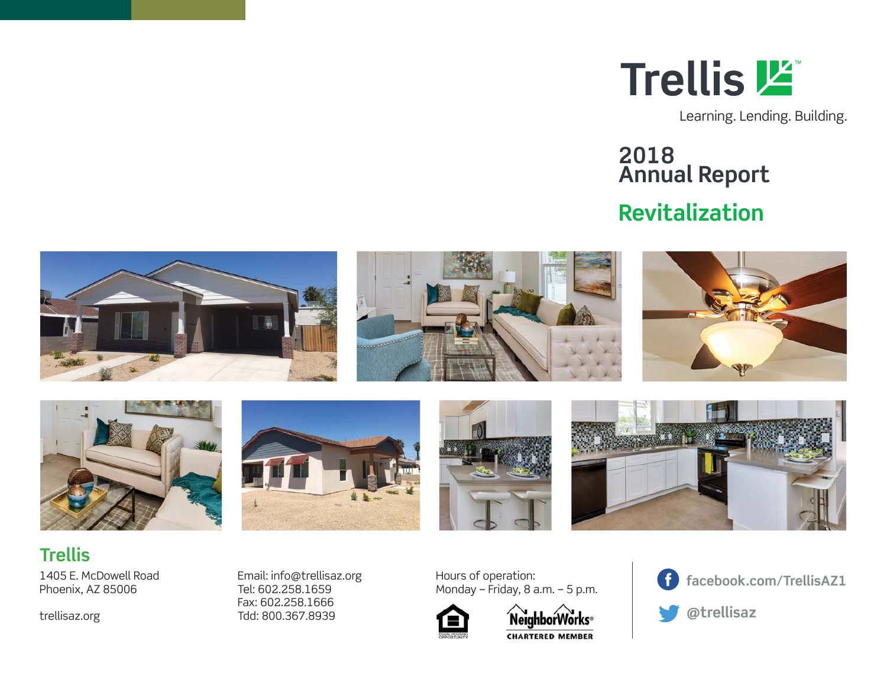Trellis

Learning. Lending. Building.

# 2018 Annual Report

## Revitalization

## Trellis

1405 E. McDowell Road
Phoenix, AZ 85006

trellisaz.org

Email: info@trellisaz.org
Tel: 602.258.1659
Fax: 602.258.1666
Tdd: 800.367.8939

Hours of operation:
Monday – Friday, 8 a.m. – 5 p.m.

EQUAL HOUSING OPPORTUNITY

NeighborWorks® CHARTERED MEMBER

facebook.com/TrellisAZ1

@trellisaz